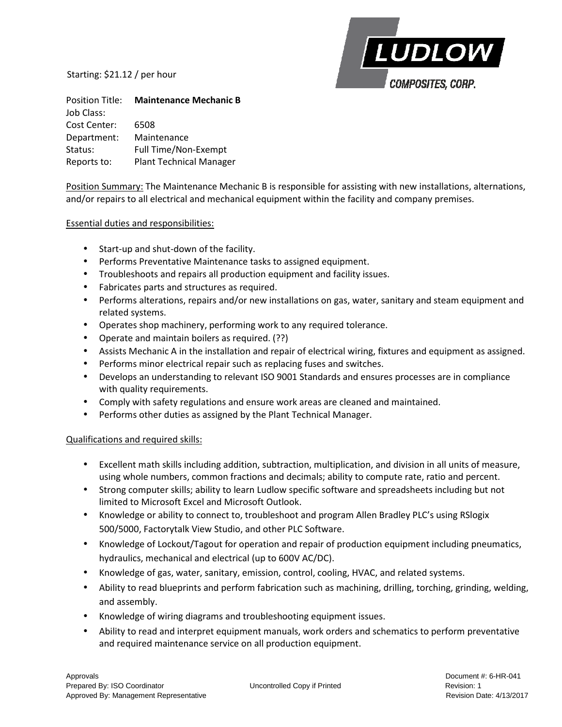LUDLOW COMPOSITES, CORP.

Starting: $21.12 / per hour

Position Title: **Maintenance Mechanic B**
Job Class:
Cost Center: 6508
Department: Maintenance
Status: Full Time/Non-Exempt
Reports to: Plant Technical Manager

Position Summary: The Maintenance Mechanic B is responsible for assisting with new installations, alternations, and/or repairs to all electrical and mechanical equipment within the facility and company premises.

Essential duties and responsibilities:

- Start-up and shut-down of the facility.
- Performs Preventative Maintenance tasks to assigned equipment.
- Troubleshoots and repairs all production equipment and facility issues.
- Fabricates parts and structures as required.
- Performs alterations, repairs and/or new installations on gas, water, sanitary and steam equipment and related systems.
- Operates shop machinery, performing work to any required tolerance.
- Operate and maintain boilers as required. (??)
- Assists Mechanic A in the installation and repair of electrical wiring, fixtures and equipment as assigned.
- Performs minor electrical repair such as replacing fuses and switches.
- Develops an understanding to relevant ISO 9001 Standards and ensures processes are in compliance with quality requirements.
- Comply with safety regulations and ensure work areas are cleaned and maintained.
- Performs other duties as assigned by the Plant Technical Manager.

Qualifications and required skills:

- Excellent math skills including addition, subtraction, multiplication, and division in all units of measure, using whole numbers, common fractions and decimals; ability to compute rate, ratio and percent.
- Strong computer skills; ability to learn Ludlow specific software and spreadsheets including but not limited to Microsoft Excel and Microsoft Outlook.
- Knowledge or ability to connect to, troubleshoot and program Allen Bradley PLC's using RSlogix 500/5000, Factorytalk View Studio, and other PLC Software.
- Knowledge of Lockout/Tagout for operation and repair of production equipment including pneumatics, hydraulics, mechanical and electrical (up to 600V AC/DC).
- Knowledge of gas, water, sanitary, emission, control, cooling, HVAC, and related systems.
- Ability to read blueprints and perform fabrication such as machining, drilling, torching, grinding, welding, and assembly.
- Knowledge of wiring diagrams and troubleshooting equipment issues.
- Ability to read and interpret equipment manuals, work orders and schematics to perform preventative and required maintenance service on all production equipment.

Approvals
Prepared By: ISO Coordinator
Approved By: Management Representative

Uncontrolled Copy if Printed

Document #: 6-HR-041
Revision: 1
Revision Date: 4/13/2017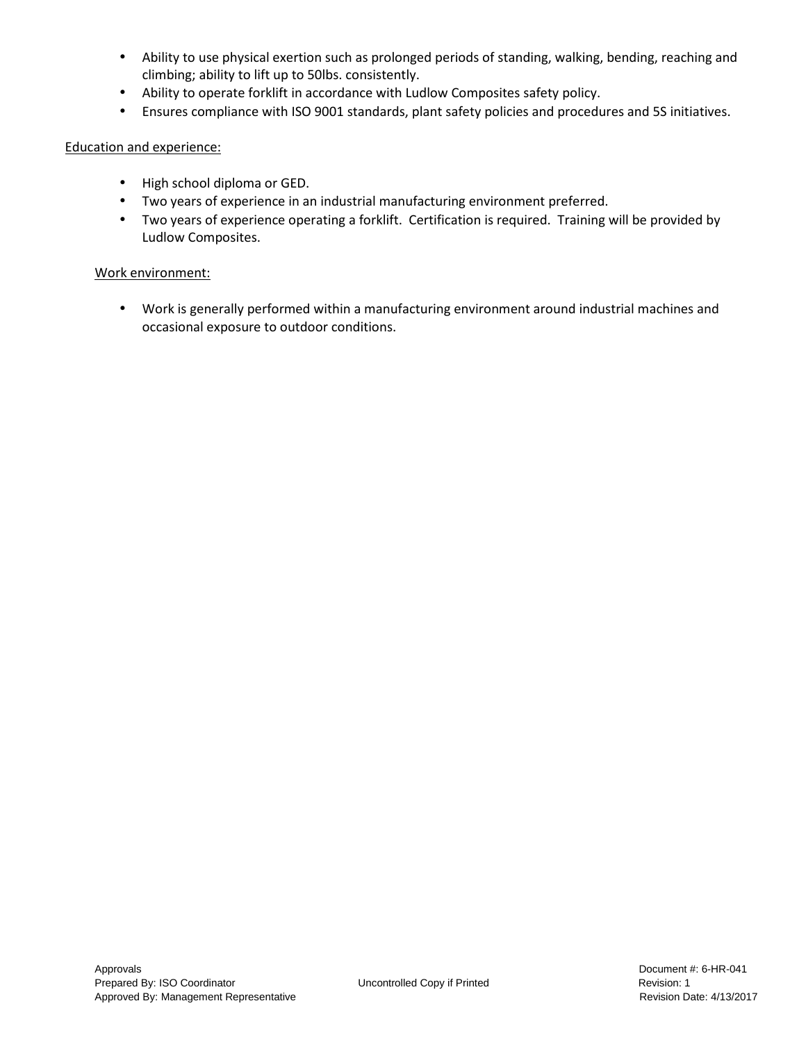- Ability to use physical exertion such as prolonged periods of standing, walking, bending, reaching and climbing; ability to lift up to 50lbs. consistently.
- Ability to operate forklift in accordance with Ludlow Composites safety policy.
- Ensures compliance with ISO 9001 standards, plant safety policies and procedures and 5S initiatives.

Education and experience:

- High school diploma or GED.
- Two years of experience in an industrial manufacturing environment preferred.
- Two years of experience operating a forklift. Certification is required. Training will be provided by Ludlow Composites.

Work environment:

- Work is generally performed within a manufacturing environment around industrial machines and occasional exposure to outdoor conditions.